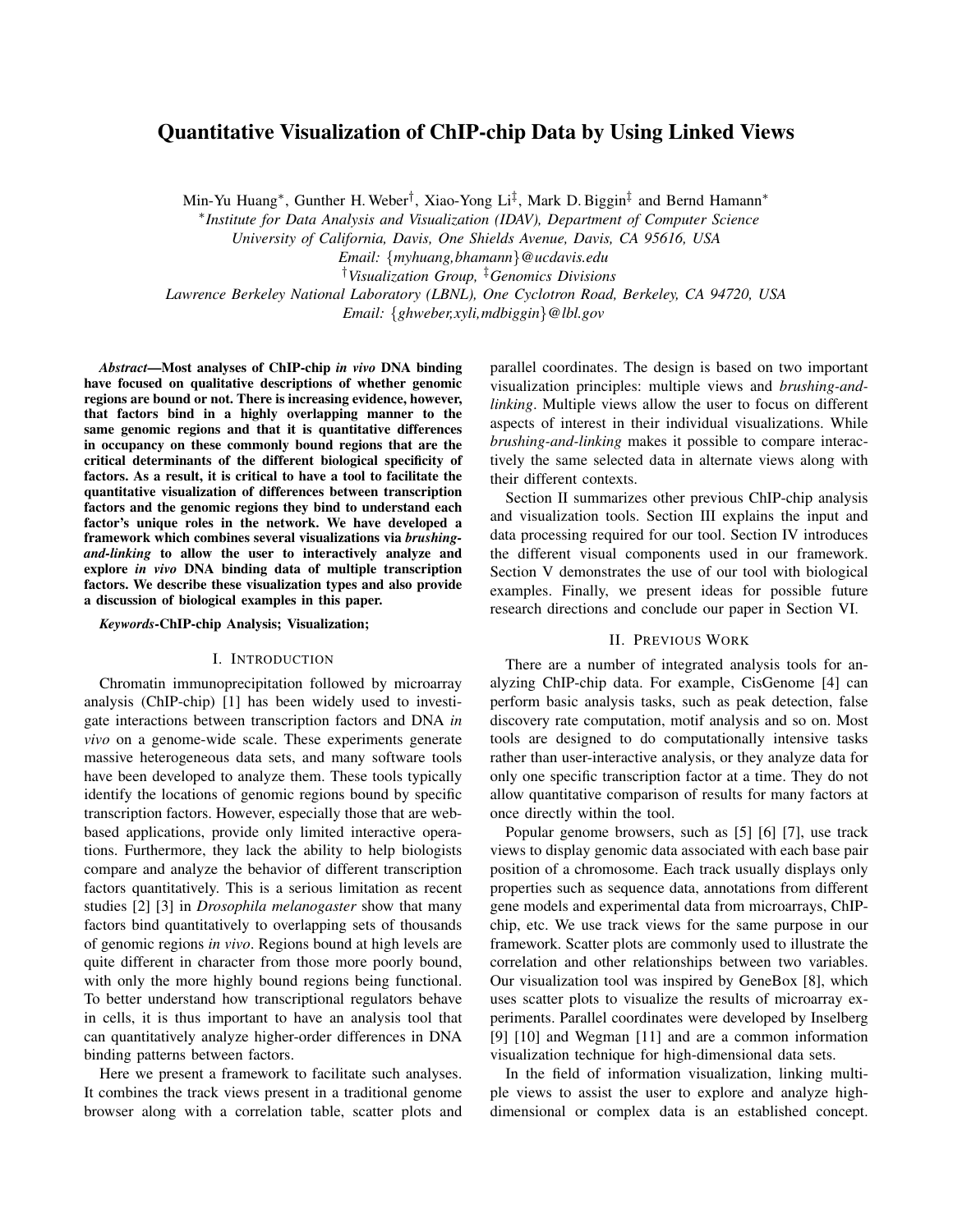# Quantitative Visualization of ChIP-chip Data by Using Linked Views

Min-Yu Huang*, Gunther H. Weber†, Xiao-Yong Li‡, Mark D. Biggin‡ and Bernd Hamann*

*Institute for Data Analysis and Visualization (IDAV), Department of Computer Science
University of California, Davis, One Shields Avenue, Davis, CA 95616, USA
Email: {myhuang,bhamann}@ucdavis.edu

†Visualization Group, ‡Genomics Divisions
Lawrence Berkeley National Laboratory (LBNL), One Cyclotron Road, Berkeley, CA 94720, USA
Email: {ghweber,xyli,mdbiggin}@lbl.gov

***Abstract*—Most analyses of ChIP-chip *in vivo* DNA binding have focused on qualitative descriptions of whether genomic regions are bound or not. There is increasing evidence, however, that factors bind in a highly overlapping manner to the same genomic regions and that it is quantitative differences in occupancy on these commonly bound regions that are the critical determinants of the different biological specificity of factors. As a result, it is critical to have a tool to facilitate the quantitative visualization of differences between transcription factors and the genomic regions they bind to understand each factor's unique roles in the network. We have developed a framework which combines several visualizations via *brushing-and-linking* to allow the user to interactively analyze and explore *in vivo* DNA binding data of multiple transcription factors. We describe these visualization types and also provide a discussion of biological examples in this paper.**

***Keywords*-ChIP-chip Analysis; Visualization;**

## I. Introduction

Chromatin immunoprecipitation followed by microarray analysis (ChIP-chip) [1] has been widely used to investigate interactions between transcription factors and DNA *in vivo* on a genome-wide scale. These experiments generate massive heterogeneous data sets, and many software tools have been developed to analyze them. These tools typically identify the locations of genomic regions bound by specific transcription factors. However, especially those that are web-based applications, provide only limited interactive operations. Furthermore, they lack the ability to help biologists compare and analyze the behavior of different transcription factors quantitatively. This is a serious limitation as recent studies [2] [3] in *Drosophila melanogaster* show that many factors bind quantitatively to overlapping sets of thousands of genomic regions *in vivo*. Regions bound at high levels are quite different in character from those more poorly bound, with only the more highly bound regions being functional. To better understand how transcriptional regulators behave in cells, it is thus important to have an analysis tool that can quantitatively analyze higher-order differences in DNA binding patterns between factors.

Here we present a framework to facilitate such analyses. It combines the track views present in a traditional genome browser along with a correlation table, scatter plots and parallel coordinates. The design is based on two important visualization principles: multiple views and *brushing-and-linking*. Multiple views allow the user to focus on different aspects of interest in their individual visualizations. While *brushing-and-linking* makes it possible to compare interactively the same selected data in alternate views along with their different contexts.

Section II summarizes other previous ChIP-chip analysis and visualization tools. Section III explains the input and data processing required for our tool. Section IV introduces the different visual components used in our framework. Section V demonstrates the use of our tool with biological examples. Finally, we present ideas for possible future research directions and conclude our paper in Section VI.

## II. Previous Work

There are a number of integrated analysis tools for analyzing ChIP-chip data. For example, CisGenome [4] can perform basic analysis tasks, such as peak detection, false discovery rate computation, motif analysis and so on. Most tools are designed to do computationally intensive tasks rather than user-interactive analysis, or they analyze data for only one specific transcription factor at a time. They do not allow quantitative comparison of results for many factors at once directly within the tool.

Popular genome browsers, such as [5] [6] [7], use track views to display genomic data associated with each base pair position of a chromosome. Each track usually displays only properties such as sequence data, annotations from different gene models and experimental data from microarrays, ChIP-chip, etc. We use track views for the same purpose in our framework. Scatter plots are commonly used to illustrate the correlation and other relationships between two variables. Our visualization tool was inspired by GeneBox [8], which uses scatter plots to visualize the results of microarray experiments. Parallel coordinates were developed by Inselberg [9] [10] and Wegman [11] and are a common information visualization technique for high-dimensional data sets.

In the field of information visualization, linking multiple views to assist the user to explore and analyze high-dimensional or complex data is an established concept.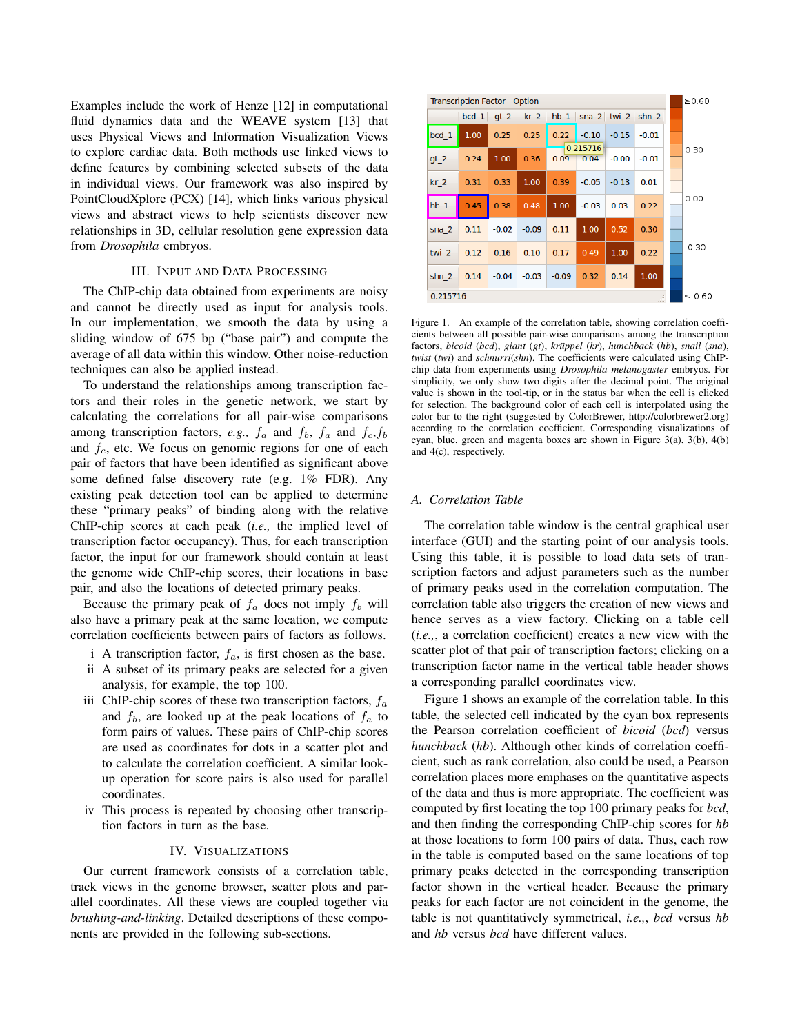Examples include the work of Henze [12] in computational fluid dynamics data and the WEAVE system [13] that uses Physical Views and Information Visualization Views to explore cardiac data. Both methods use linked views to define features by combining selected subsets of the data in individual views. Our framework was also inspired by PointCloudXplore (PCX) [14], which links various physical views and abstract views to help scientists discover new relationships in 3D, cellular resolution gene expression data from *Drosophila* embryos.

## III. Input and Data Processing

The ChIP-chip data obtained from experiments are noisy and cannot be directly used as input for analysis tools. In our implementation, we smooth the data by using a sliding window of 675 bp ("base pair") and compute the average of all data within this window. Other noise-reduction techniques can also be applied instead.

To understand the relationships among transcription factors and their roles in the genetic network, we start by calculating the correlations for all pair-wise comparisons among transcription factors, *e.g.,* $f_a$ and $f_b$, $f_a$ and $f_c$,$f_b$ and $f_c$, etc. We focus on genomic regions for one of each pair of factors that have been identified as significant above some defined false discovery rate (e.g. 1% FDR). Any existing peak detection tool can be applied to determine these "primary peaks" of binding along with the relative ChIP-chip scores at each peak (*i.e.,* the implied level of transcription factor occupancy). Thus, for each transcription factor, the input for our framework should contain at least the genome wide ChIP-chip scores, their locations in base pair, and also the locations of detected primary peaks.

Because the primary peak of $f_a$ does not imply $f_b$ will also have a primary peak at the same location, we compute correlation coefficients between pairs of factors as follows.

- i A transcription factor, $f_a$, is first chosen as the base.
- ii A subset of its primary peaks are selected for a given analysis, for example, the top 100.
- iii ChIP-chip scores of these two transcription factors, $f_a$ and $f_b$, are looked up at the peak locations of $f_a$ to form pairs of values. These pairs of ChIP-chip scores are used as coordinates for dots in a scatter plot and to calculate the correlation coefficient. A similar look-up operation for score pairs is also used for parallel coordinates.
- iv This process is repeated by choosing other transcription factors in turn as the base.

## IV. Visualizations

Our current framework consists of a correlation table, track views in the genome browser, scatter plots and parallel coordinates. All these views are coupled together via *brushing-and-linking*. Detailed descriptions of these components are provided in the following sub-sections.

| | bcd_1 | gt_2 | kr_2 | hb_1 | sna_2 | twi_2 | shn_2 |
|---|---|---|---|---|---|---|---|
| bcd_1 | 1.00 | 0.25 | 0.25 | 0.22 | -0.10 | -0.15 | -0.01 |
| gt_2 | 0.24 | 1.00 | 0.36 | 0.09 | 0.04 | -0.00 | -0.01 |
| kr_2 | 0.31 | 0.33 | 1.00 | 0.39 | -0.05 | -0.13 | 0.01 |
| hb_1 | 0.45 | 0.38 | 0.48 | 1.00 | -0.03 | 0.03 | 0.22 |
| sna_2 | 0.11 | -0.02 | -0.09 | 0.11 | 1.00 | 0.52 | 0.30 |
| twi_2 | 0.12 | 0.16 | 0.10 | 0.17 | 0.49 | 1.00 | 0.22 |
| shn_2 | 0.14 | -0.04 | -0.03 | -0.09 | 0.32 | 0.14 | 1.00 |

Figure 1. An example of the correlation table, showing correlation coefficients between all possible pair-wise comparisons among the transcription factors, *bicoid* (*bcd*), *giant* (*gt*), *krüppel* (*kr*), *hunchback* (*hb*), *snail* (*sna*), *twist* (*twi*) and *schnurri*(*shn*). The coefficients were calculated using ChIP-chip data from experiments using *Drosophila melanogaster* embryos. For simplicity, we only show two digits after the decimal point. The original value is shown in the tool-tip, or in the status bar when the cell is clicked for selection. The background color of each cell is interpolated using the color bar to the right (suggested by ColorBrewer, http://colorbrewer2.org) according to the correlation coefficient. Corresponding visualizations of cyan, blue, green and magenta boxes are shown in Figure 3(a), 3(b), 4(b) and 4(c), respectively.

### A. Correlation Table

The correlation table window is the central graphical user interface (GUI) and the starting point of our analysis tools. Using this table, it is possible to load data sets of transcription factors and adjust parameters such as the number of primary peaks used in the correlation computation. The correlation table also triggers the creation of new views and hence serves as a view factory. Clicking on a table cell (*i.e.,*, a correlation coefficient) creates a new view with the scatter plot of that pair of transcription factors; clicking on a transcription factor name in the vertical table header shows a corresponding parallel coordinates view.

Figure 1 shows an example of the correlation table. In this table, the selected cell indicated by the cyan box represents the Pearson correlation coefficient of *bicoid* (*bcd*) versus *hunchback* (*hb*). Although other kinds of correlation coefficient, such as rank correlation, also could be used, a Pearson correlation places more emphases on the quantitative aspects of the data and thus is more appropriate. The coefficient was computed by first locating the top 100 primary peaks for *bcd*, and then finding the corresponding ChIP-chip scores for *hb* at those locations to form 100 pairs of data. Thus, each row in the table is computed based on the same locations of top primary peaks detected in the corresponding transcription factor shown in the vertical header. Because the primary peaks for each factor are not coincident in the genome, the table is not quantitatively symmetrical, *i.e.,*, *bcd* versus *hb* and *hb* versus *bcd* have different values.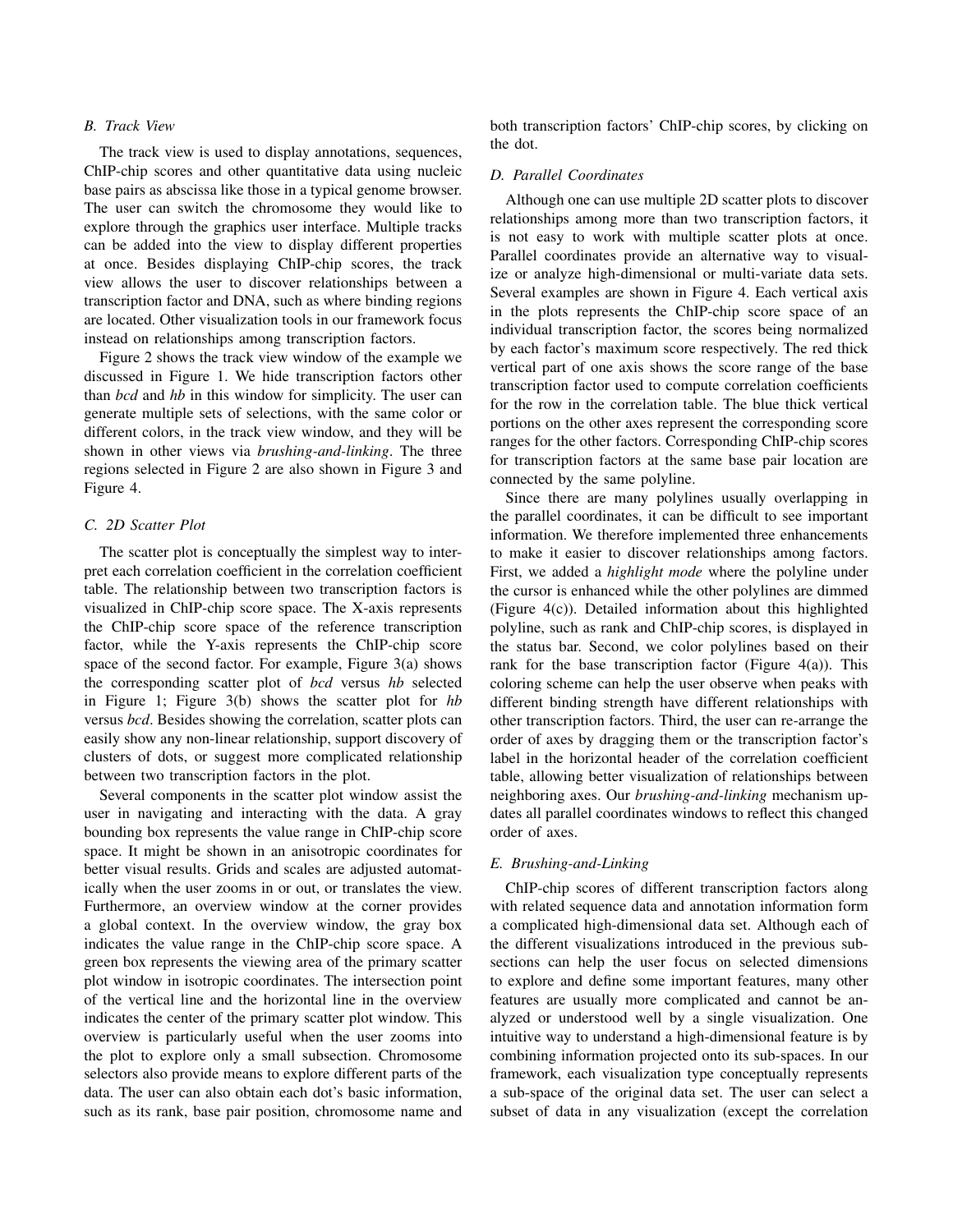### B. Track View

The track view is used to display annotations, sequences, ChIP-chip scores and other quantitative data using nucleic base pairs as abscissa like those in a typical genome browser. The user can switch the chromosome they would like to explore through the graphics user interface. Multiple tracks can be added into the view to display different properties at once. Besides displaying ChIP-chip scores, the track view allows the user to discover relationships between a transcription factor and DNA, such as where binding regions are located. Other visualization tools in our framework focus instead on relationships among transcription factors.

Figure 2 shows the track view window of the example we discussed in Figure 1. We hide transcription factors other than *bcd* and *hb* in this window for simplicity. The user can generate multiple sets of selections, with the same color or different colors, in the track view window, and they will be shown in other views via *brushing-and-linking*. The three regions selected in Figure 2 are also shown in Figure 3 and Figure 4.

### C. 2D Scatter Plot

The scatter plot is conceptually the simplest way to interpret each correlation coefficient in the correlation coefficient table. The relationship between two transcription factors is visualized in ChIP-chip score space. The X-axis represents the ChIP-chip score space of the reference transcription factor, while the Y-axis represents the ChIP-chip score space of the second factor. For example, Figure 3(a) shows the corresponding scatter plot of *bcd* versus *hb* selected in Figure 1; Figure 3(b) shows the scatter plot for *hb* versus *bcd*. Besides showing the correlation, scatter plots can easily show any non-linear relationship, support discovery of clusters of dots, or suggest more complicated relationship between two transcription factors in the plot.

Several components in the scatter plot window assist the user in navigating and interacting with the data. A gray bounding box represents the value range in ChIP-chip score space. It might be shown in an anisotropic coordinates for better visual results. Grids and scales are adjusted automatically when the user zooms in or out, or translates the view. Furthermore, an overview window at the corner provides a global context. In the overview window, the gray box indicates the value range in the ChIP-chip score space. A green box represents the viewing area of the primary scatter plot window in isotropic coordinates. The intersection point of the vertical line and the horizontal line in the overview indicates the center of the primary scatter plot window. This overview is particularly useful when the user zooms into the plot to explore only a small subsection. Chromosome selectors also provide means to explore different parts of the data. The user can also obtain each dot's basic information, such as its rank, base pair position, chromosome name and both transcription factors' ChIP-chip scores, by clicking on the dot.

### D. Parallel Coordinates

Although one can use multiple 2D scatter plots to discover relationships among more than two transcription factors, it is not easy to work with multiple scatter plots at once. Parallel coordinates provide an alternative way to visualize or analyze high-dimensional or multi-variate data sets. Several examples are shown in Figure 4. Each vertical axis in the plots represents the ChIP-chip score space of an individual transcription factor, the scores being normalized by each factor's maximum score respectively. The red thick vertical part of one axis shows the score range of the base transcription factor used to compute correlation coefficients for the row in the correlation table. The blue thick vertical portions on the other axes represent the corresponding score ranges for the other factors. Corresponding ChIP-chip scores for transcription factors at the same base pair location are connected by the same polyline.

Since there are many polylines usually overlapping in the parallel coordinates, it can be difficult to see important information. We therefore implemented three enhancements to make it easier to discover relationships among factors. First, we added a *highlight mode* where the polyline under the cursor is enhanced while the other polylines are dimmed (Figure 4(c)). Detailed information about this highlighted polyline, such as rank and ChIP-chip scores, is displayed in the status bar. Second, we color polylines based on their rank for the base transcription factor (Figure 4(a)). This coloring scheme can help the user observe when peaks with different binding strength have different relationships with other transcription factors. Third, the user can re-arrange the order of axes by dragging them or the transcription factor's label in the horizontal header of the correlation coefficient table, allowing better visualization of relationships between neighboring axes. Our *brushing-and-linking* mechanism updates all parallel coordinates windows to reflect this changed order of axes.

### E. Brushing-and-Linking

ChIP-chip scores of different transcription factors along with related sequence data and annotation information form a complicated high-dimensional data set. Although each of the different visualizations introduced in the previous subsections can help the user focus on selected dimensions to explore and define some important features, many other features are usually more complicated and cannot be analyzed or understood well by a single visualization. One intuitive way to understand a high-dimensional feature is by combining information projected onto its sub-spaces. In our framework, each visualization type conceptually represents a sub-space of the original data set. The user can select a subset of data in any visualization (except the correlation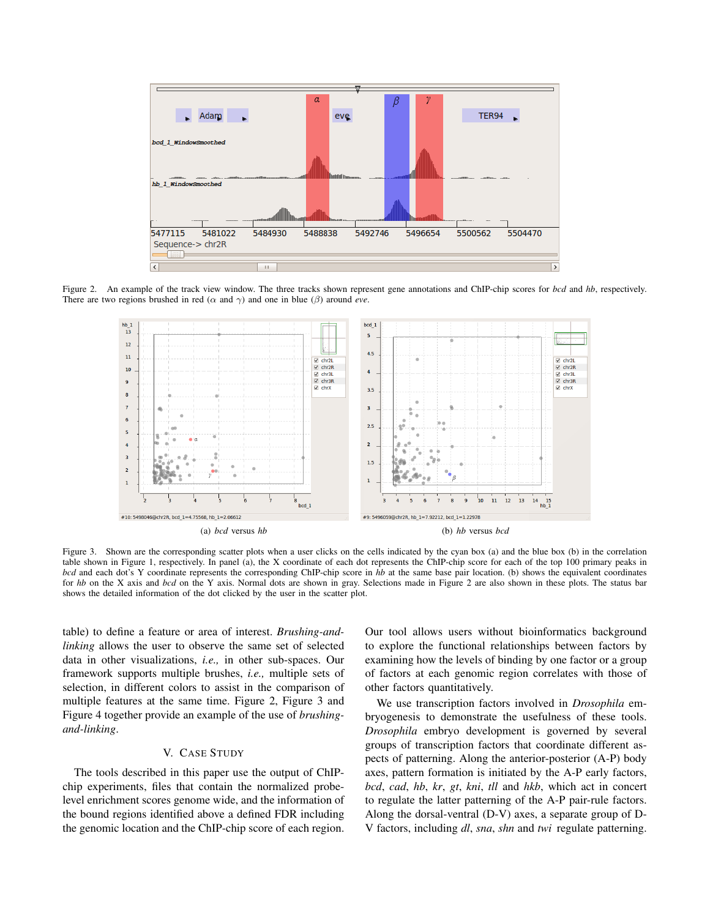Figure 2. An example of the track view window. The three tracks shown represent gene annotations and ChIP-chip scores for *bcd* and *hb*, respectively. There are two regions brushed in red ($\alpha$ and $\gamma$) and one in blue ($\beta$) around *eve*.

(a) *bcd* versus *hb*

(b) *hb* versus *bcd*

Figure 3. Shown are the corresponding scatter plots when a user clicks on the cells indicated by the cyan box (a) and the blue box (b) in the correlation table shown in Figure 1, respectively. In panel (a), the X coordinate of each dot represents the ChIP-chip score for each of the top 100 primary peaks in *bcd* and each dot's Y coordinate represents the corresponding ChIP-chip score in *hb* at the same base pair location. (b) shows the equivalent coordinates for *hb* on the X axis and *bcd* on the Y axis. Normal dots are shown in gray. Selections made in Figure 2 are also shown in these plots. The status bar shows the detailed information of the dot clicked by the user in the scatter plot.

table) to define a feature or area of interest. *Brushing-and-linking* allows the user to observe the same set of selected data in other visualizations, *i.e.,* in other sub-spaces. Our framework supports multiple brushes, *i.e.,* multiple sets of selection, in different colors to assist in the comparison of multiple features at the same time. Figure 2, Figure 3 and Figure 4 together provide an example of the use of *brushing-and-linking*.

## V. Case Study

The tools described in this paper use the output of ChIP-chip experiments, files that contain the normalized probe-level enrichment scores genome wide, and the information of the bound regions identified above a defined FDR including the genomic location and the ChIP-chip score of each region. Our tool allows users without bioinformatics background to explore the functional relationships between factors by examining how the levels of binding by one factor or a group of factors at each genomic region correlates with those of other factors quantitatively.

We use transcription factors involved in *Drosophila* embryogenesis to demonstrate the usefulness of these tools. *Drosophila* embryo development is governed by several groups of transcription factors that coordinate different aspects of patterning. Along the anterior-posterior (A-P) body axes, pattern formation is initiated by the A-P early factors, *bcd*, *cad*, *hb*, *kr*, *gt*, *kni*, *tll* and *hkb*, which act in concert to regulate the latter patterning of the A-P pair-rule factors. Along the dorsal-ventral (D-V) axes, a separate group of D-V factors, including *dl*, *sna*, *shn* and *twi* regulate patterning.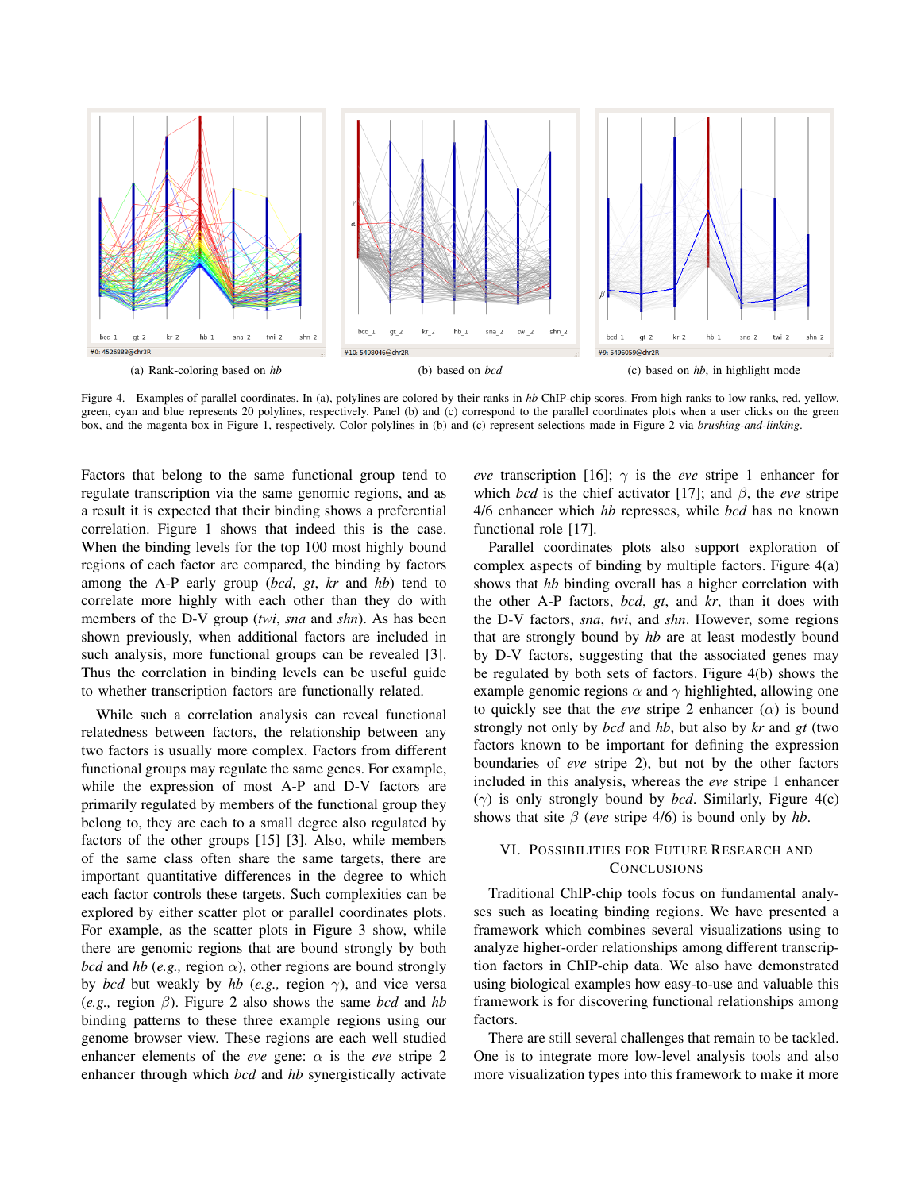(a) Rank-coloring based on *hb*

(b) based on *bcd*

(c) based on *hb*, in highlight mode

Figure 4. Examples of parallel coordinates. In (a), polylines are colored by their ranks in *hb* ChIP-chip scores. From high ranks to low ranks, red, yellow, green, cyan and blue represents 20 polylines, respectively. Panel (b) and (c) correspond to the parallel coordinates plots when a user clicks on the green box, and the magenta box in Figure 1, respectively. Color polylines in (b) and (c) represent selections made in Figure 2 via *brushing-and-linking*.

Factors that belong to the same functional group tend to regulate transcription via the same genomic regions, and as a result it is expected that their binding shows a preferential correlation. Figure 1 shows that indeed this is the case. When the binding levels for the top 100 most highly bound regions of each factor are compared, the binding by factors among the A-P early group (*bcd*, *gt*, *kr* and *hb*) tend to correlate more highly with each other than they do with members of the D-V group (*twi*, *sna* and *shn*). As has been shown previously, when additional factors are included in such analysis, more functional groups can be revealed [3]. Thus the correlation in binding levels can be useful guide to whether transcription factors are functionally related.

While such a correlation analysis can reveal functional relatedness between factors, the relationship between any two factors is usually more complex. Factors from different functional groups may regulate the same genes. For example, while the expression of most A-P and D-V factors are primarily regulated by members of the functional group they belong to, they are each to a small degree also regulated by factors of the other groups [15] [3]. Also, while members of the same class often share the same targets, there are important quantitative differences in the degree to which each factor controls these targets. Such complexities can be explored by either scatter plot or parallel coordinates plots. For example, as the scatter plots in Figure 3 show, while there are genomic regions that are bound strongly by both *bcd* and *hb* (*e.g.,* region $\alpha$), other regions are bound strongly by *bcd* but weakly by *hb* (*e.g.,* region $\gamma$), and vice versa (*e.g.,* region $\beta$). Figure 2 also shows the same *bcd* and *hb* binding patterns to these three example regions using our genome browser view. These regions are each well studied enhancer elements of the *eve* gene: $\alpha$ is the *eve* stripe 2 enhancer through which *bcd* and *hb* synergistically activate *eve* transcription [16]; $\gamma$ is the *eve* stripe 1 enhancer for which *bcd* is the chief activator [17]; and $\beta$, the *eve* stripe 4/6 enhancer which *hb* represses, while *bcd* has no known functional role [17].

Parallel coordinates plots also support exploration of complex aspects of binding by multiple factors. Figure 4(a) shows that *hb* binding overall has a higher correlation with the other A-P factors, *bcd*, *gt*, and *kr*, than it does with the D-V factors, *sna*, *twi*, and *shn*. However, some regions that are strongly bound by *hb* are at least modestly bound by D-V factors, suggesting that the associated genes may be regulated by both sets of factors. Figure 4(b) shows the example genomic regions $\alpha$ and $\gamma$ highlighted, allowing one to quickly see that the *eve* stripe 2 enhancer ($\alpha$) is bound strongly not only by *bcd* and *hb*, but also by *kr* and *gt* (two factors known to be important for defining the expression boundaries of *eve* stripe 2), but not by the other factors included in this analysis, whereas the *eve* stripe 1 enhancer ($\gamma$) is only strongly bound by *bcd*. Similarly, Figure 4(c) shows that site $\beta$ (*eve* stripe 4/6) is bound only by *hb*.

## VI. Possibilities for Future Research and Conclusions

Traditional ChIP-chip tools focus on fundamental analyses such as locating binding regions. We have presented a framework which combines several visualizations using to analyze higher-order relationships among different transcription factors in ChIP-chip data. We also have demonstrated using biological examples how easy-to-use and valuable this framework is for discovering functional relationships among factors.

There are still several challenges that remain to be tackled. One is to integrate more low-level analysis tools and also more visualization types into this framework to make it more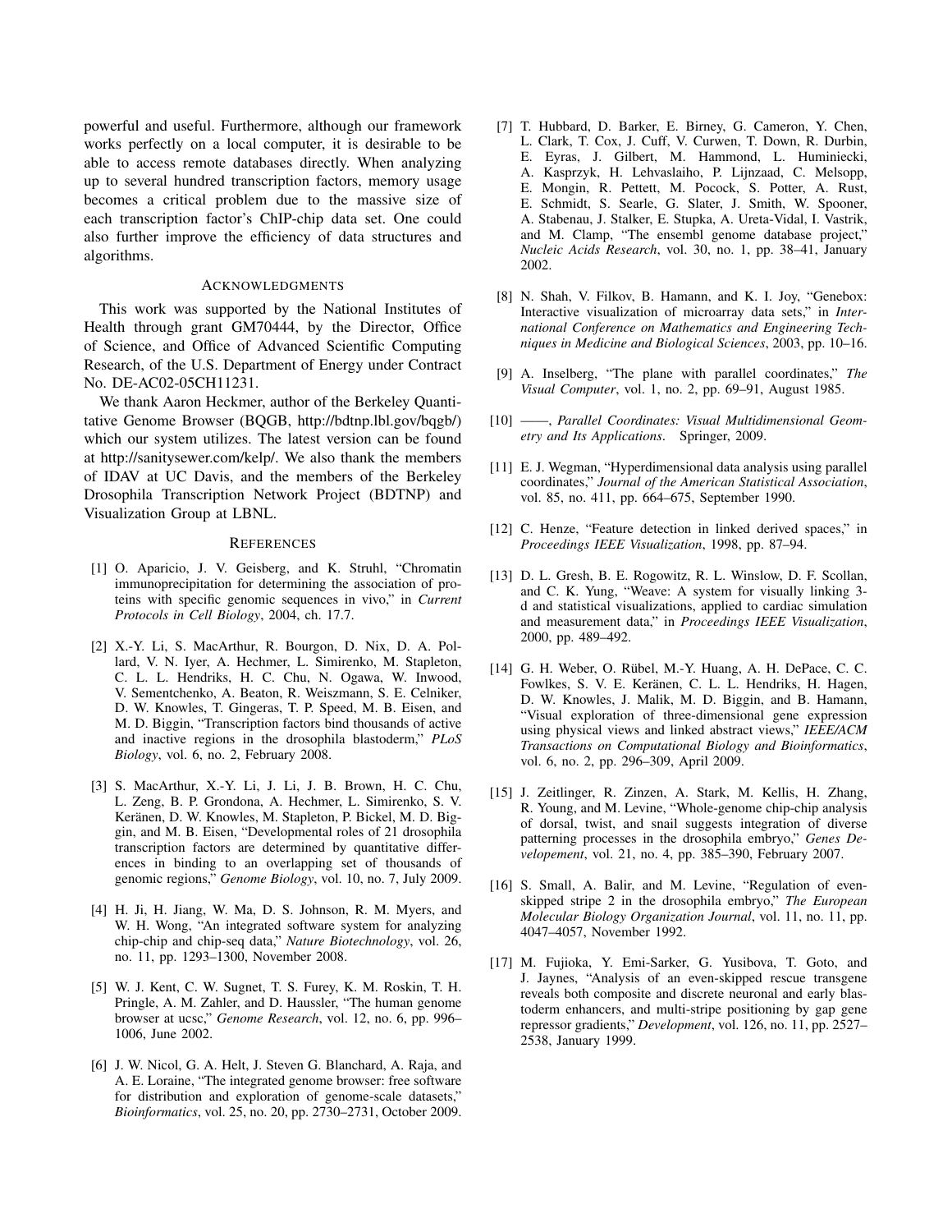powerful and useful. Furthermore, although our framework works perfectly on a local computer, it is desirable to be able to access remote databases directly. When analyzing up to several hundred transcription factors, memory usage becomes a critical problem due to the massive size of each transcription factor's ChIP-chip data set. One could also further improve the efficiency of data structures and algorithms.

## Acknowledgments

This work was supported by the National Institutes of Health through grant GM70444, by the Director, Office of Science, and Office of Advanced Scientific Computing Research, of the U.S. Department of Energy under Contract No. DE-AC02-05CH11231.

We thank Aaron Heckmer, author of the Berkeley Quantitative Genome Browser (BQGB, http://bdtnp.lbl.gov/bqgb/) which our system utilizes. The latest version can be found at http://sanitysewer.com/kelp/. We also thank the members of IDAV at UC Davis, and the members of the Berkeley Drosophila Transcription Network Project (BDTNP) and Visualization Group at LBNL.

## References

[1] O. Aparicio, J. V. Geisberg, and K. Struhl, "Chromatin immunoprecipitation for determining the association of proteins with specific genomic sequences in vivo," in *Current Protocols in Cell Biology*, 2004, ch. 17.7.

[2] X.-Y. Li, S. MacArthur, R. Bourgon, D. Nix, D. A. Pollard, V. N. Iyer, A. Hechmer, L. Simirenko, M. Stapleton, C. L. L. Hendriks, H. C. Chu, N. Ogawa, W. Inwood, V. Sementchenko, A. Beaton, R. Weiszmann, S. E. Celniker, D. W. Knowles, T. Gingeras, T. P. Speed, M. B. Eisen, and M. D. Biggin, "Transcription factors bind thousands of active and inactive regions in the drosophila blastoderm," *PLoS Biology*, vol. 6, no. 2, February 2008.

[3] S. MacArthur, X.-Y. Li, J. Li, J. B. Brown, H. C. Chu, L. Zeng, B. P. Grondona, A. Hechmer, L. Simirenko, S. V. Keränen, D. W. Knowles, M. Stapleton, P. Bickel, M. D. Biggin, and M. B. Eisen, "Developmental roles of 21 drosophila transcription factors are determined by quantitative differences in binding to an overlapping set of thousands of genomic regions," *Genome Biology*, vol. 10, no. 7, July 2009.

[4] H. Ji, H. Jiang, W. Ma, D. S. Johnson, R. M. Myers, and W. H. Wong, "An integrated software system for analyzing chip-chip and chip-seq data," *Nature Biotechnology*, vol. 26, no. 11, pp. 1293–1300, November 2008.

[5] W. J. Kent, C. W. Sugnet, T. S. Furey, K. M. Roskin, T. H. Pringle, A. M. Zahler, and D. Haussler, "The human genome browser at ucsc," *Genome Research*, vol. 12, no. 6, pp. 996–1006, June 2002.

[6] J. W. Nicol, G. A. Helt, J. Steven G. Blanchard, A. Raja, and A. E. Loraine, "The integrated genome browser: free software for distribution and exploration of genome-scale datasets," *Bioinformatics*, vol. 25, no. 20, pp. 2730–2731, October 2009.

[7] T. Hubbard, D. Barker, E. Birney, G. Cameron, Y. Chen, L. Clark, T. Cox, J. Cuff, V. Curwen, T. Down, R. Durbin, E. Eyras, J. Gilbert, M. Hammond, L. Huminiecki, A. Kasprzyk, H. Lehvaslaiho, P. Lijnzaad, C. Melsopp, E. Mongin, R. Pettett, M. Pocock, S. Potter, A. Rust, E. Schmidt, S. Searle, G. Slater, J. Smith, W. Spooner, A. Stabenau, J. Stalker, E. Stupka, A. Ureta-Vidal, I. Vastrik, and M. Clamp, "The ensembl genome database project," *Nucleic Acids Research*, vol. 30, no. 1, pp. 38–41, January 2002.

[8] N. Shah, V. Filkov, B. Hamann, and K. I. Joy, "Genebox: Interactive visualization of microarray data sets," in *International Conference on Mathematics and Engineering Techniques in Medicine and Biological Sciences*, 2003, pp. 10–16.

[9] A. Inselberg, "The plane with parallel coordinates," *The Visual Computer*, vol. 1, no. 2, pp. 69–91, August 1985.

[10] ——, *Parallel Coordinates: Visual Multidimensional Geometry and Its Applications*. Springer, 2009.

[11] E. J. Wegman, "Hyperdimensional data analysis using parallel coordinates," *Journal of the American Statistical Association*, vol. 85, no. 411, pp. 664–675, September 1990.

[12] C. Henze, "Feature detection in linked derived spaces," in *Proceedings IEEE Visualization*, 1998, pp. 87–94.

[13] D. L. Gresh, B. E. Rogowitz, R. L. Winslow, D. F. Scollan, and C. K. Yung, "Weave: A system for visually linking 3-d and statistical visualizations, applied to cardiac simulation and measurement data," in *Proceedings IEEE Visualization*, 2000, pp. 489–492.

[14] G. H. Weber, O. Rübel, M.-Y. Huang, A. H. DePace, C. C. Fowlkes, S. V. E. Keränen, C. L. L. Hendriks, H. Hagen, D. W. Knowles, J. Malik, M. D. Biggin, and B. Hamann, "Visual exploration of three-dimensional gene expression using physical views and linked abstract views," *IEEE/ACM Transactions on Computational Biology and Bioinformatics*, vol. 6, no. 2, pp. 296–309, April 2009.

[15] J. Zeitlinger, R. Zinzen, A. Stark, M. Kellis, H. Zhang, R. Young, and M. Levine, "Whole-genome chip-chip analysis of dorsal, twist, and snail suggests integration of diverse patterning processes in the drosophila embryo," *Genes Develepement*, vol. 21, no. 4, pp. 385–390, February 2007.

[16] S. Small, A. Balir, and M. Levine, "Regulation of even-skipped stripe 2 in the drosophila embryo," *The European Molecular Biology Organization Journal*, vol. 11, no. 11, pp. 4047–4057, November 1992.

[17] M. Fujioka, Y. Emi-Sarker, G. Yusibova, T. Goto, and J. Jaynes, "Analysis of an even-skipped rescue transgene reveals both composite and discrete neuronal and early blastoderm enhancers, and multi-stripe positioning by gap gene repressor gradients," *Development*, vol. 126, no. 11, pp. 2527–2538, January 1999.